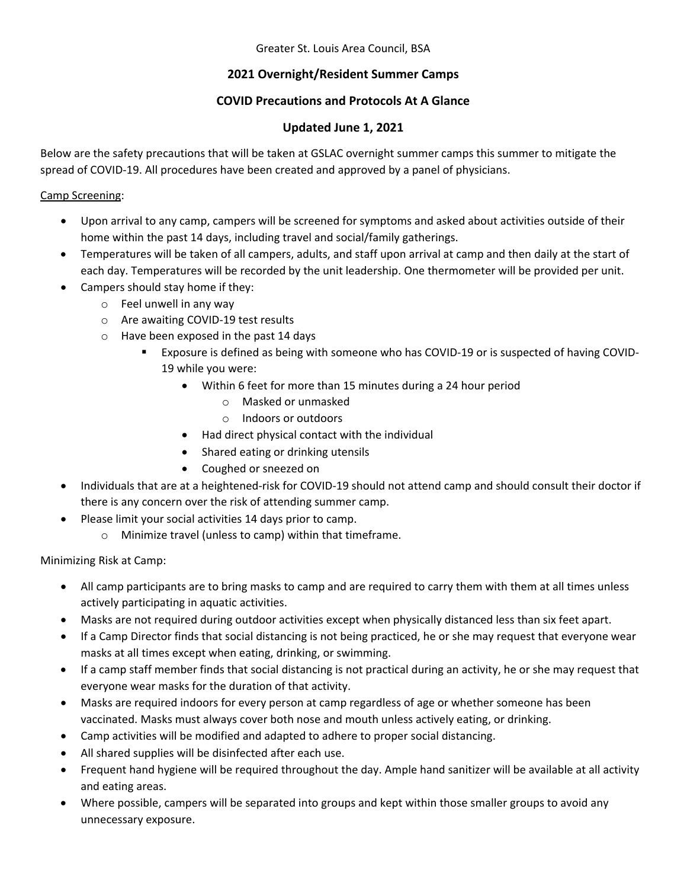Greater St. Louis Area Council, BSA

## 2021 Overnight/Resident Summer Camps

## COVID Precautions and Protocols At A Glance

## Updated June 1, 2021

Below are the safety precautions that will be taken at GSLAC overnight summer camps this summer to mitigate the spread of COVID-19. All procedures have been created and approved by a panel of physicians.

Camp Screening:

- Upon arrival to any camp, campers will be screened for symptoms and asked about activities outside of their home within the past 14 days, including travel and social/family gatherings.
- Temperatures will be taken of all campers, adults, and staff upon arrival at camp and then daily at the start of each day. Temperatures will be recorded by the unit leadership. One thermometer will be provided per unit.
- Campers should stay home if they:
  - Feel unwell in any way
  - Are awaiting COVID-19 test results
  - Have been exposed in the past 14 days
    - Exposure is defined as being with someone who has COVID-19 or is suspected of having COVID-19 while you were:
      - Within 6 feet for more than 15 minutes during a 24 hour period
        - Masked or unmasked
        - Indoors or outdoors
      - Had direct physical contact with the individual
      - Shared eating or drinking utensils
      - Coughed or sneezed on
- Individuals that are at a heightened-risk for COVID-19 should not attend camp and should consult their doctor if there is any concern over the risk of attending summer camp.
- Please limit your social activities 14 days prior to camp.
  - Minimize travel (unless to camp) within that timeframe.

Minimizing Risk at Camp:

- All camp participants are to bring masks to camp and are required to carry them with them at all times unless actively participating in aquatic activities.
- Masks are not required during outdoor activities except when physically distanced less than six feet apart.
- If a Camp Director finds that social distancing is not being practiced, he or she may request that everyone wear masks at all times except when eating, drinking, or swimming.
- If a camp staff member finds that social distancing is not practical during an activity, he or she may request that everyone wear masks for the duration of that activity.
- Masks are required indoors for every person at camp regardless of age or whether someone has been vaccinated. Masks must always cover both nose and mouth unless actively eating, or drinking.
- Camp activities will be modified and adapted to adhere to proper social distancing.
- All shared supplies will be disinfected after each use.
- Frequent hand hygiene will be required throughout the day. Ample hand sanitizer will be available at all activity and eating areas.
- Where possible, campers will be separated into groups and kept within those smaller groups to avoid any unnecessary exposure.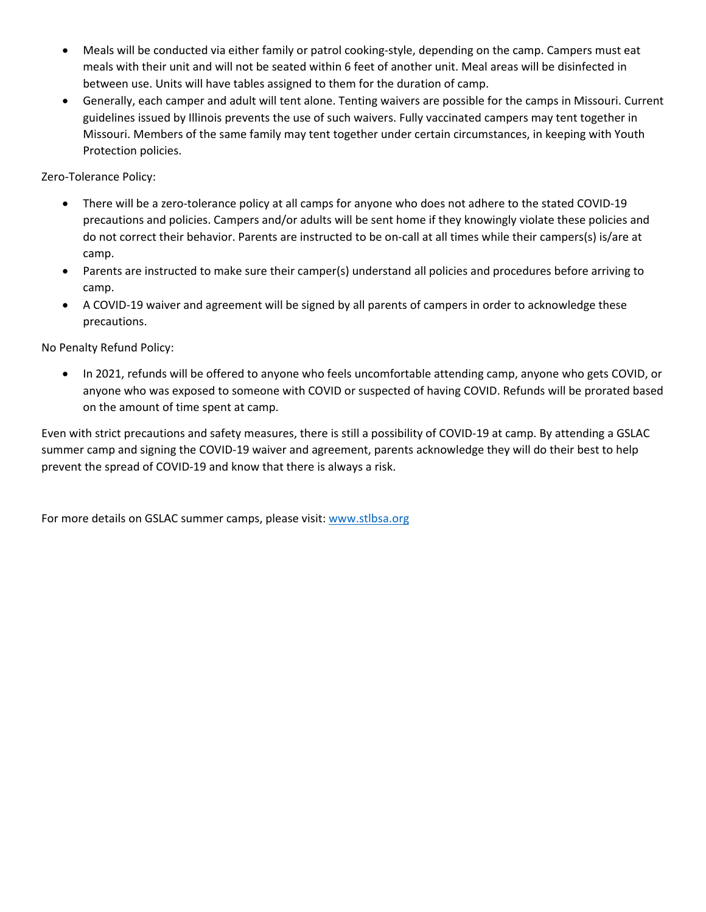- Meals will be conducted via either family or patrol cooking-style, depending on the camp. Campers must eat meals with their unit and will not be seated within 6 feet of another unit. Meal areas will be disinfected in between use. Units will have tables assigned to them for the duration of camp.
- Generally, each camper and adult will tent alone. Tenting waivers are possible for the camps in Missouri. Current guidelines issued by Illinois prevents the use of such waivers. Fully vaccinated campers may tent together in Missouri. Members of the same family may tent together under certain circumstances, in keeping with Youth Protection policies.

Zero-Tolerance Policy:

- There will be a zero-tolerance policy at all camps for anyone who does not adhere to the stated COVID-19 precautions and policies. Campers and/or adults will be sent home if they knowingly violate these policies and do not correct their behavior. Parents are instructed to be on-call at all times while their campers(s) is/are at camp.
- Parents are instructed to make sure their camper(s) understand all policies and procedures before arriving to camp.
- A COVID-19 waiver and agreement will be signed by all parents of campers in order to acknowledge these precautions.

No Penalty Refund Policy:

- In 2021, refunds will be offered to anyone who feels uncomfortable attending camp, anyone who gets COVID, or anyone who was exposed to someone with COVID or suspected of having COVID. Refunds will be prorated based on the amount of time spent at camp.

Even with strict precautions and safety measures, there is still a possibility of COVID-19 at camp. By attending a GSLAC summer camp and signing the COVID-19 waiver and agreement, parents acknowledge they will do their best to help prevent the spread of COVID-19 and know that there is always a risk.

For more details on GSLAC summer camps, please visit: [www.stlbsa.org](www.stlbsa.org)